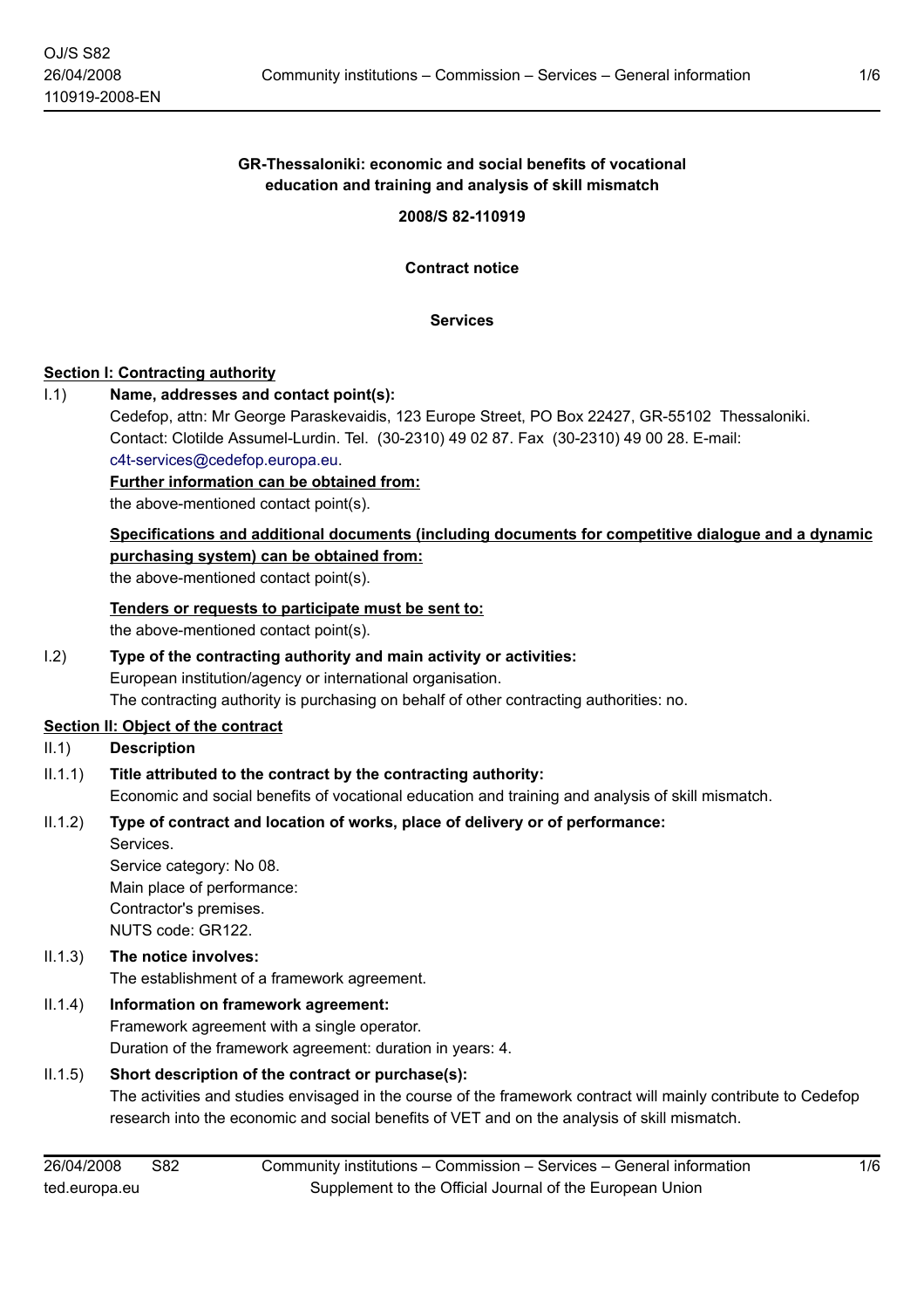**GR-Thessaloniki: economic and social benefits of vocational education and training and analysis of skill mismatch**

**2008/S 82-110919**

**Contract notice**

**Services**

## Section I: Contracting authority

I.1) **Name, addresses and contact point(s):**

Cedefop, attn: Mr George Paraskevaidis, 123 Europe Street, PO Box 22427, GR-55102 Thessaloniki. Contact: Clotilde Assumel-Lurdin. Tel. (30-2310) 49 02 87. Fax (30-2310) 49 00 28. E-mail: c4t-services@cedefop.europa.eu.

**Further information can be obtained from:**

the above-mentioned contact point(s).

**Specifications and additional documents (including documents for competitive dialogue and a dynamic purchasing system) can be obtained from:**

the above-mentioned contact point(s).

**Tenders or requests to participate must be sent to:**

the above-mentioned contact point(s).

I.2) **Type of the contracting authority and main activity or activities:**

European institution/agency or international organisation.

The contracting authority is purchasing on behalf of other contracting authorities: no.

## Section II: Object of the contract

II.1) **Description**

II.1.1) **Title attributed to the contract by the contracting authority:**

Economic and social benefits of vocational education and training and analysis of skill mismatch.

II.1.2) **Type of contract and location of works, place of delivery or of performance:**

Services.

Service category: No 08.

Main place of performance:

Contractor's premises.

NUTS code: GR122.

II.1.3) **The notice involves:**

The establishment of a framework agreement.

II.1.4) **Information on framework agreement:**

Framework agreement with a single operator.

Duration of the framework agreement: duration in years: 4.

II.1.5) **Short description of the contract or purchase(s):**

The activities and studies envisaged in the course of the framework contract will mainly contribute to Cedefop research into the economic and social benefits of VET and on the analysis of skill mismatch.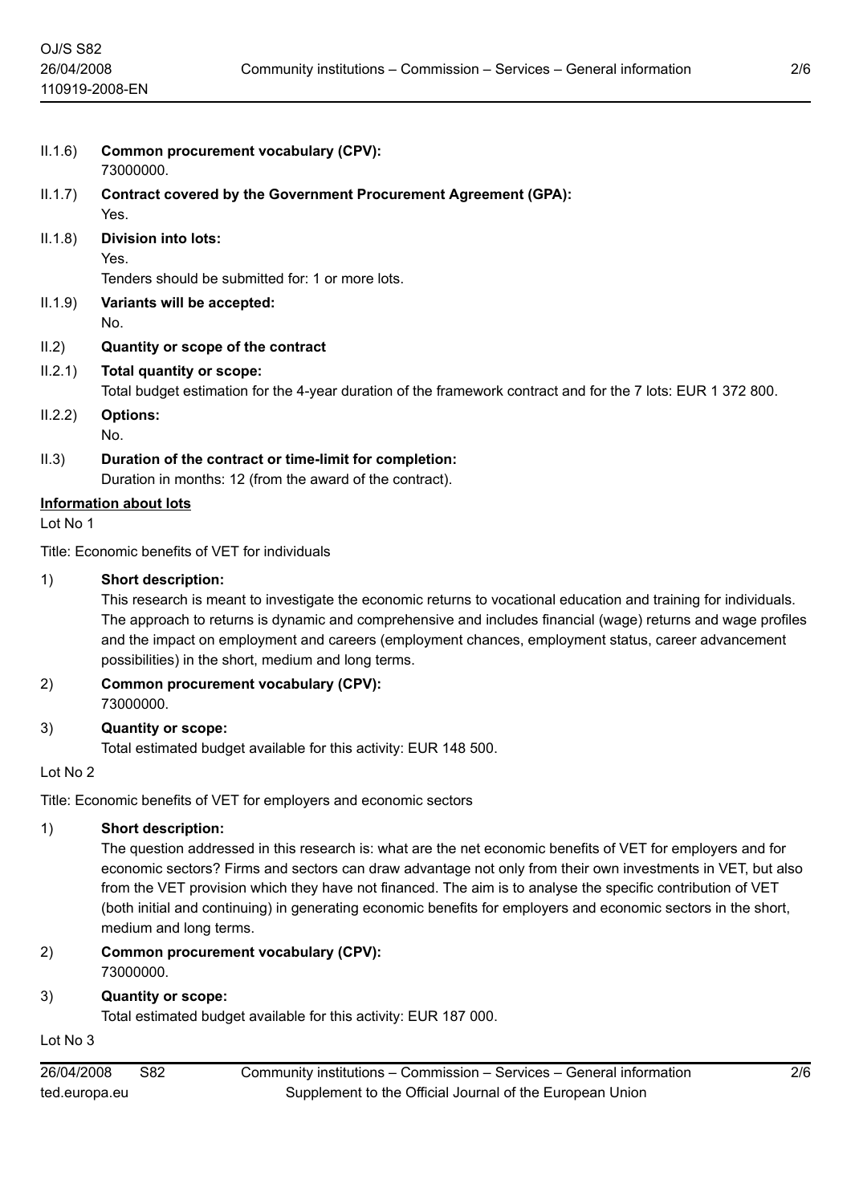II.1.6) **Common procurement vocabulary (CPV):**
73000000.

II.1.7) **Contract covered by the Government Procurement Agreement (GPA):**
Yes.

II.1.8) **Division into lots:**
Yes.
Tenders should be submitted for: 1 or more lots.

II.1.9) **Variants will be accepted:**
No.

II.2) **Quantity or scope of the contract**

II.2.1) **Total quantity or scope:**
Total budget estimation for the 4-year duration of the framework contract and for the 7 lots: EUR 1 372 800.

II.2.2) **Options:**
No.

II.3) **Duration of the contract or time-limit for completion:**
Duration in months: 12 (from the award of the contract).

**Information about lots**

Lot No 1

Title: Economic benefits of VET for individuals

1) **Short description:**
This research is meant to investigate the economic returns to vocational education and training for individuals. The approach to returns is dynamic and comprehensive and includes financial (wage) returns and wage profiles and the impact on employment and careers (employment chances, employment status, career advancement possibilities) in the short, medium and long terms.

2) **Common procurement vocabulary (CPV):**
73000000.

3) **Quantity or scope:**
Total estimated budget available for this activity: EUR 148 500.

Lot No 2

Title: Economic benefits of VET for employers and economic sectors

1) **Short description:**
The question addressed in this research is: what are the net economic benefits of VET for employers and for economic sectors? Firms and sectors can draw advantage not only from their own investments in VET, but also from the VET provision which they have not financed. The aim is to analyse the specific contribution of VET (both initial and continuing) in generating economic benefits for employers and economic sectors in the short, medium and long terms.

2) **Common procurement vocabulary (CPV):**
73000000.

3) **Quantity or scope:**
Total estimated budget available for this activity: EUR 187 000.

Lot No 3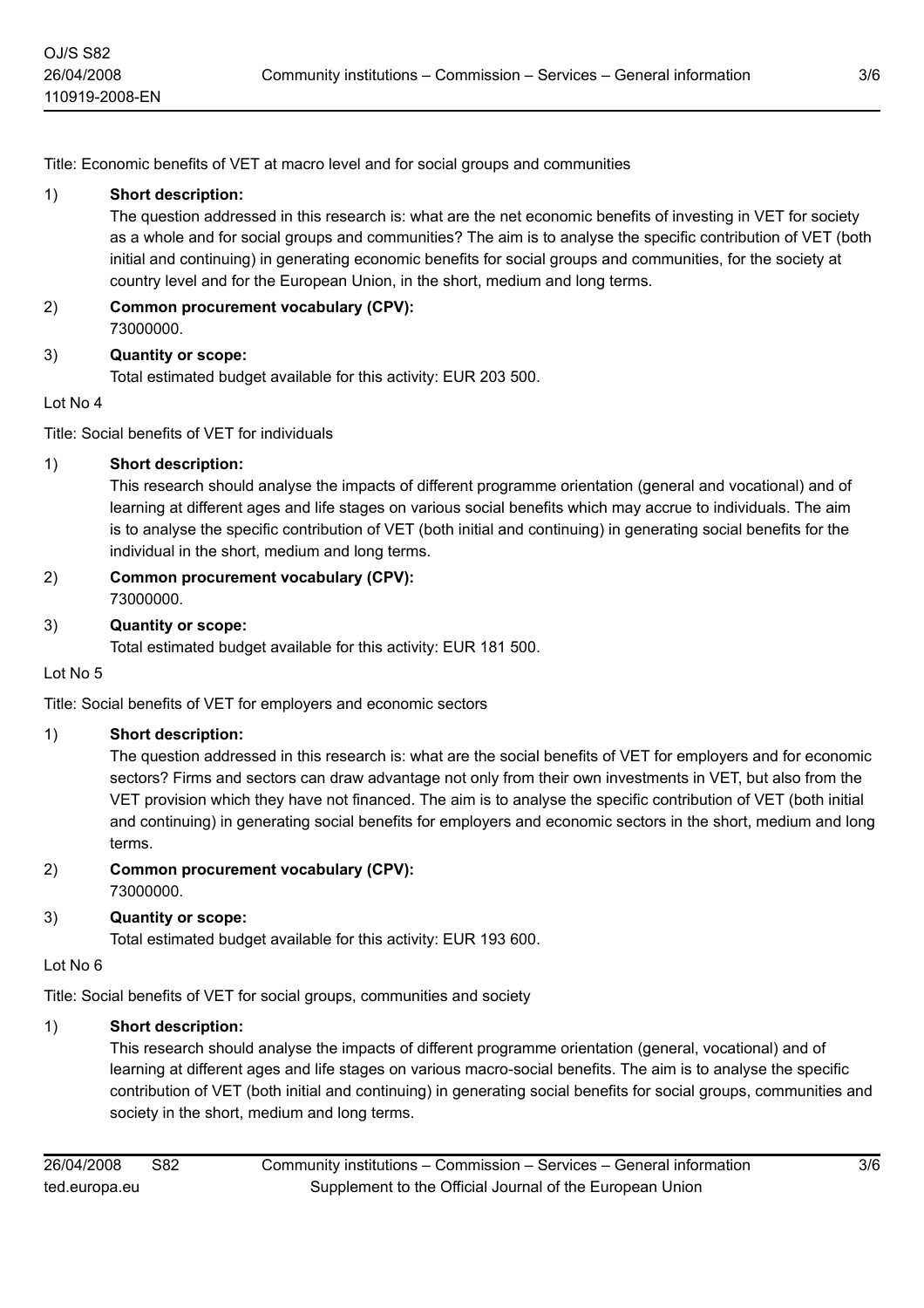Title: Economic benefits of VET at macro level and for social groups and communities

1) **Short description:**
   The question addressed in this research is: what are the net economic benefits of investing in VET for society as a whole and for social groups and communities? The aim is to analyse the specific contribution of VET (both initial and continuing) in generating economic benefits for social groups and communities, for the society at country level and for the European Union, in the short, medium and long terms.

2) **Common procurement vocabulary (CPV):**
   73000000.

3) **Quantity or scope:**
   Total estimated budget available for this activity: EUR 203 500.

Lot No 4

Title: Social benefits of VET for individuals

1) **Short description:**
   This research should analyse the impacts of different programme orientation (general and vocational) and of learning at different ages and life stages on various social benefits which may accrue to individuals. The aim is to analyse the specific contribution of VET (both initial and continuing) in generating social benefits for the individual in the short, medium and long terms.

2) **Common procurement vocabulary (CPV):**
   73000000.

3) **Quantity or scope:**
   Total estimated budget available for this activity: EUR 181 500.

Lot No 5

Title: Social benefits of VET for employers and economic sectors

1) **Short description:**
   The question addressed in this research is: what are the social benefits of VET for employers and for economic sectors? Firms and sectors can draw advantage not only from their own investments in VET, but also from the VET provision which they have not financed. The aim is to analyse the specific contribution of VET (both initial and continuing) in generating social benefits for employers and economic sectors in the short, medium and long terms.

2) **Common procurement vocabulary (CPV):**
   73000000.

3) **Quantity or scope:**
   Total estimated budget available for this activity: EUR 193 600.

Lot No 6

Title: Social benefits of VET for social groups, communities and society

1) **Short description:**
   This research should analyse the impacts of different programme orientation (general, vocational) and of learning at different ages and life stages on various macro-social benefits. The aim is to analyse the specific contribution of VET (both initial and continuing) in generating social benefits for social groups, communities and society in the short, medium and long terms.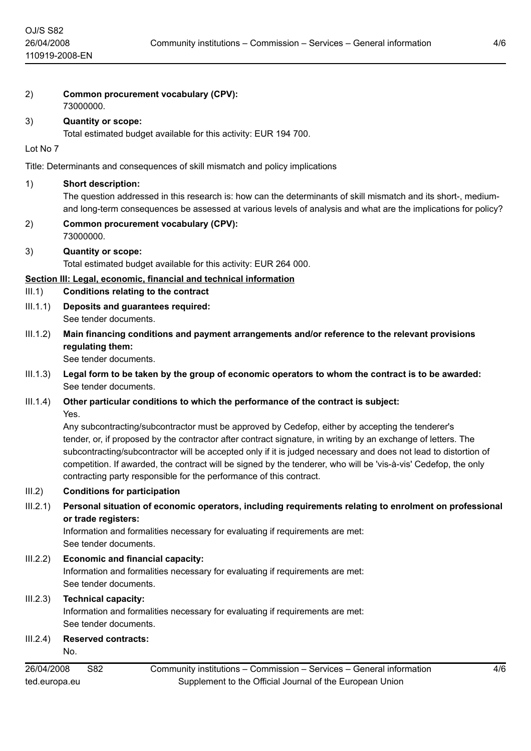2) **Common procurement vocabulary (CPV):**
73000000.

3) **Quantity or scope:**
Total estimated budget available for this activity: EUR 194 700.

Lot No 7

Title: Determinants and consequences of skill mismatch and policy implications

1) **Short description:**
The question addressed in this research is: how can the determinants of skill mismatch and its short-, medium- and long-term consequences be assessed at various levels of analysis and what are the implications for policy?

2) **Common procurement vocabulary (CPV):**
73000000.

3) **Quantity or scope:**
Total estimated budget available for this activity: EUR 264 000.

## Section III: Legal, economic, financial and technical information

III.1) **Conditions relating to the contract**

III.1.1) **Deposits and guarantees required:**
See tender documents.

III.1.2) **Main financing conditions and payment arrangements and/or reference to the relevant provisions regulating them:**
See tender documents.

III.1.3) **Legal form to be taken by the group of economic operators to whom the contract is to be awarded:**
See tender documents.

III.1.4) **Other particular conditions to which the performance of the contract is subject:**
Yes.
Any subcontracting/subcontractor must be approved by Cedefop, either by accepting the tenderer's tender, or, if proposed by the contractor after contract signature, in writing by an exchange of letters. The subcontracting/subcontractor will be accepted only if it is judged necessary and does not lead to distortion of competition. If awarded, the contract will be signed by the tenderer, who will be 'vis-à-vis' Cedefop, the only contracting party responsible for the performance of this contract.

III.2) **Conditions for participation**

III.2.1) **Personal situation of economic operators, including requirements relating to enrolment on professional or trade registers:**
Information and formalities necessary for evaluating if requirements are met:
See tender documents.

III.2.2) **Economic and financial capacity:**
Information and formalities necessary for evaluating if requirements are met:
See tender documents.

III.2.3) **Technical capacity:**
Information and formalities necessary for evaluating if requirements are met:
See tender documents.

III.2.4) **Reserved contracts:**
No.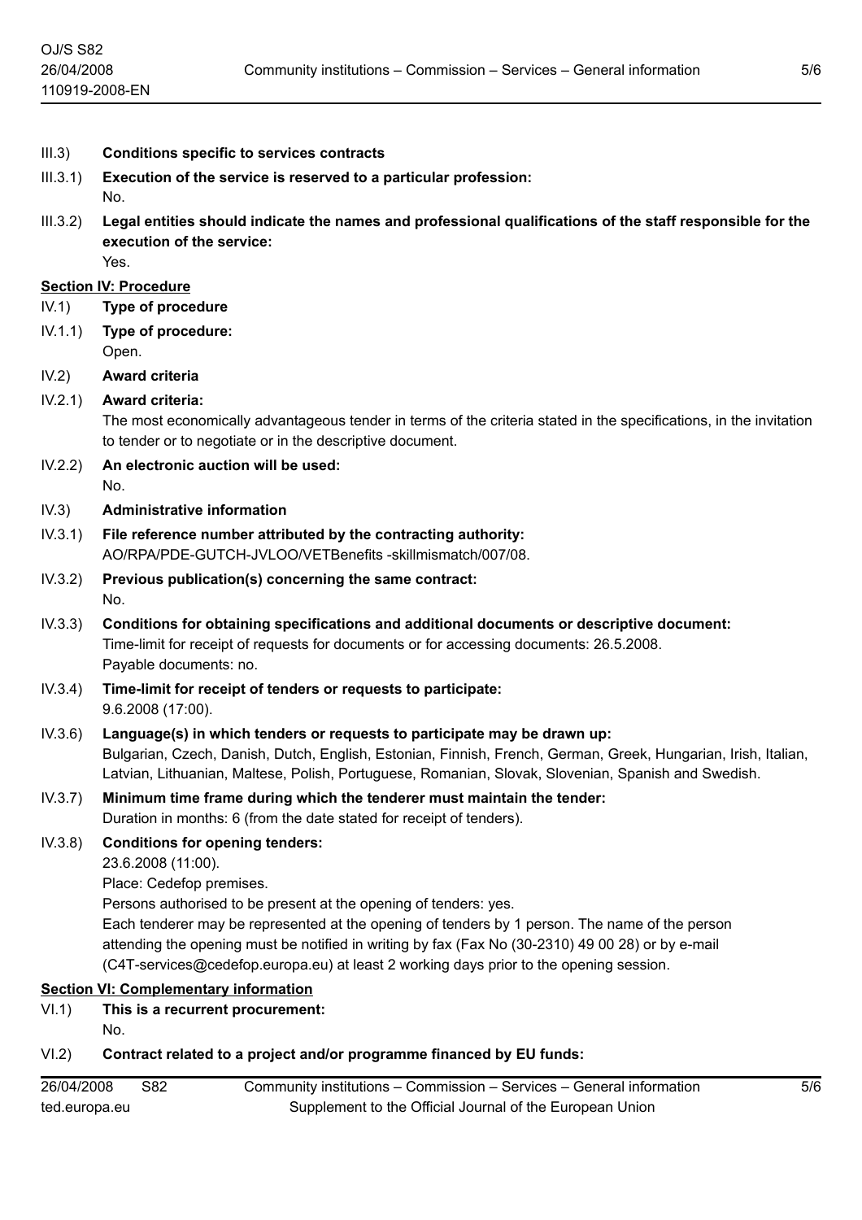III.3) **Conditions specific to services contracts**

III.3.1) **Execution of the service is reserved to a particular profession:**
No.

III.3.2) **Legal entities should indicate the names and professional qualifications of the staff responsible for the execution of the service:**
Yes.

**Section IV: Procedure**

IV.1) **Type of procedure**

IV.1.1) **Type of procedure:**
Open.

IV.2) **Award criteria**

IV.2.1) **Award criteria:**
The most economically advantageous tender in terms of the criteria stated in the specifications, in the invitation to tender or to negotiate or in the descriptive document.

IV.2.2) **An electronic auction will be used:**
No.

IV.3) **Administrative information**

IV.3.1) **File reference number attributed by the contracting authority:**
AO/RPA/PDE-GUTCH-JVLOO/VETBenefits -skillmismatch/007/08.

IV.3.2) **Previous publication(s) concerning the same contract:**
No.

IV.3.3) **Conditions for obtaining specifications and additional documents or descriptive document:**
Time-limit for receipt of requests for documents or for accessing documents: 26.5.2008.
Payable documents: no.

IV.3.4) **Time-limit for receipt of tenders or requests to participate:**
9.6.2008 (17:00).

IV.3.6) **Language(s) in which tenders or requests to participate may be drawn up:**
Bulgarian, Czech, Danish, Dutch, English, Estonian, Finnish, French, German, Greek, Hungarian, Irish, Italian, Latvian, Lithuanian, Maltese, Polish, Portuguese, Romanian, Slovak, Slovenian, Spanish and Swedish.

IV.3.7) **Minimum time frame during which the tenderer must maintain the tender:**
Duration in months: 6 (from the date stated for receipt of tenders).

IV.3.8) **Conditions for opening tenders:**
23.6.2008 (11:00).
Place: Cedefop premises.
Persons authorised to be present at the opening of tenders: yes.
Each tenderer may be represented at the opening of tenders by 1 person. The name of the person attending the opening must be notified in writing by fax (Fax No (30-2310) 49 00 28) or by e-mail (C4T-services@cedefop.europa.eu) at least 2 working days prior to the opening session.

**Section VI: Complementary information**

VI.1) **This is a recurrent procurement:**
No.

VI.2) **Contract related to a project and/or programme financed by EU funds:**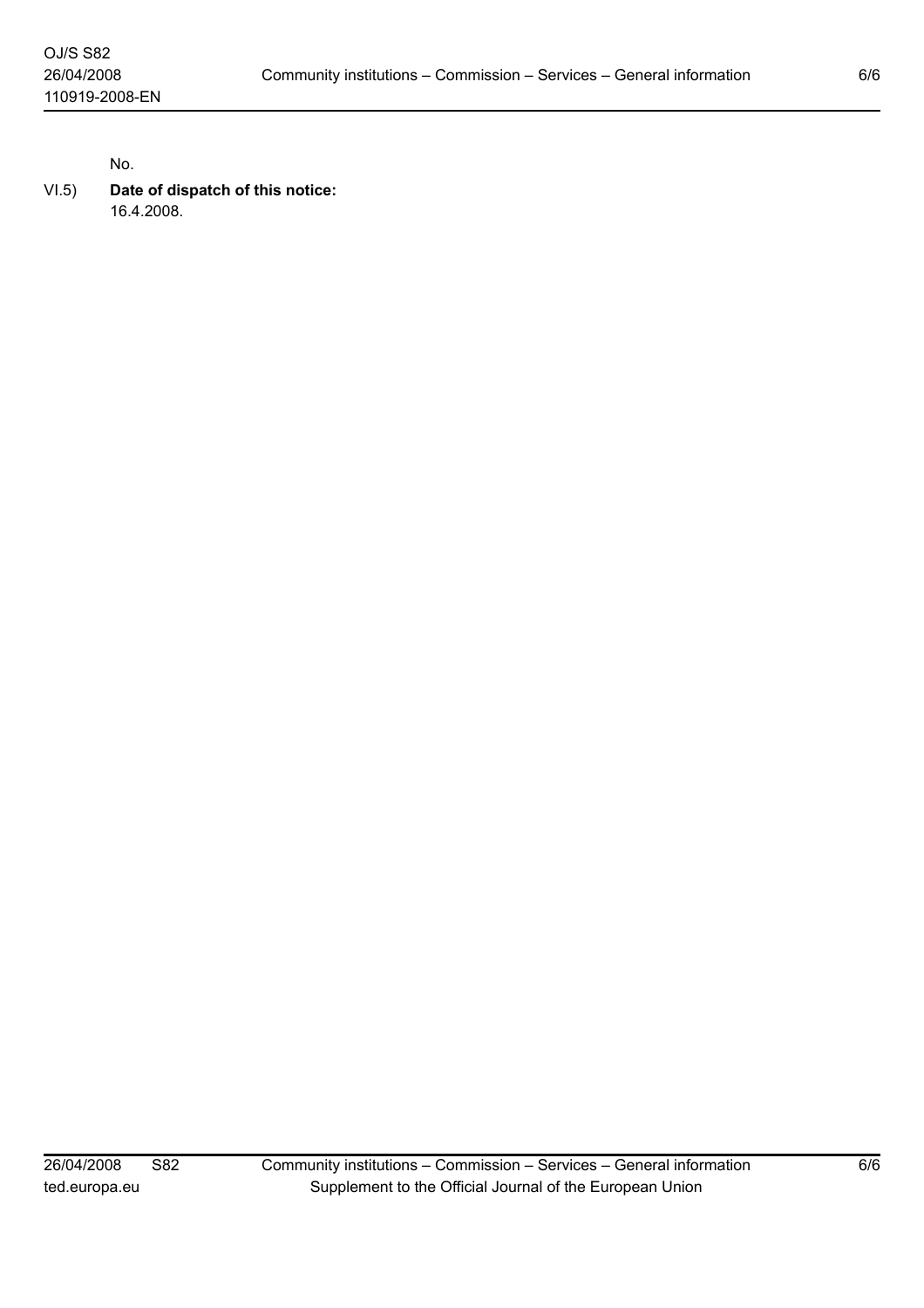No.

VI.5) **Date of dispatch of this notice:**
16.4.2008.